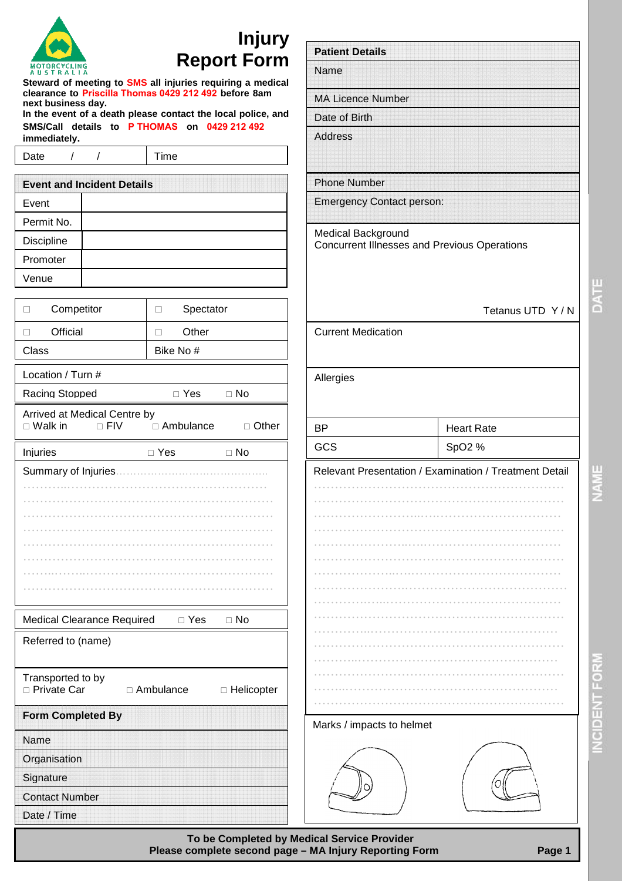# Injury Report Form

**Steward of meeting to SMS all injuries requiring a medical clearance to Priscilla Thomas 0429 212 492 before 8am next business day.**
**In the event of a death please contact the local police, and SMS/Call details to P THOMAS on 0429 212 492 immediately.**

| Date / / | Time |
|---|---|

## Event and Incident Details

| | |
|---|---|
| Event | |
| Permit No. | |
| Discipline | |
| Promoter | |
| Venue | |

| | |
|---|---|
| □ Competitor | □ Spectator |
| □ Official | □ Other |
| Class | Bike No # |

Location / Turn #

Racing Stopped □ Yes □ No

Arrived at Medical Centre by
□ Walk in □ FIV □ Ambulance □ Other

Injuries □ Yes □ No

Summary of Injuries..........................................

.............................................................

.............................................................

.............................................................

.............................................................

.............................................................

.............................................................

.............................................................

Medical Clearance Required □ Yes □ No

Referred to (name)

Transported to by
□ Private Car □ Ambulance □ Helicopter

## Form Completed By

| |
|---|
| Name |
| Organisation |
| Signature |
| Contact Number |
| Date / Time |

## Patient Details

| |
|---|
| Name |
| MA Licence Number |
| Date of Birth |
| Address |
| Phone Number |
| Emergency Contact person: |

Medical Background
Concurrent Illnesses and Previous Operations

Tetanus UTD Y / N

Current Medication

Allergies

| | |
|---|---|
| BP | Heart Rate |
| GCS | SpO2 % |

Relevant Presentation / Examination / Treatment Detail

.............................................................

.............................................................

.............................................................

.............................................................

.............................................................

.............................................................

.............................................................

.............................................................

.............................................................

.............................................................

.............................................................

.............................................................

.............................................................

.............................................................

.............................................................

Marks / impacts to helmet

**To be Completed by Medical Service Provider**
**Please complete second page – MA Injury Reporting Form**

DATE NAME INCIDENT FORM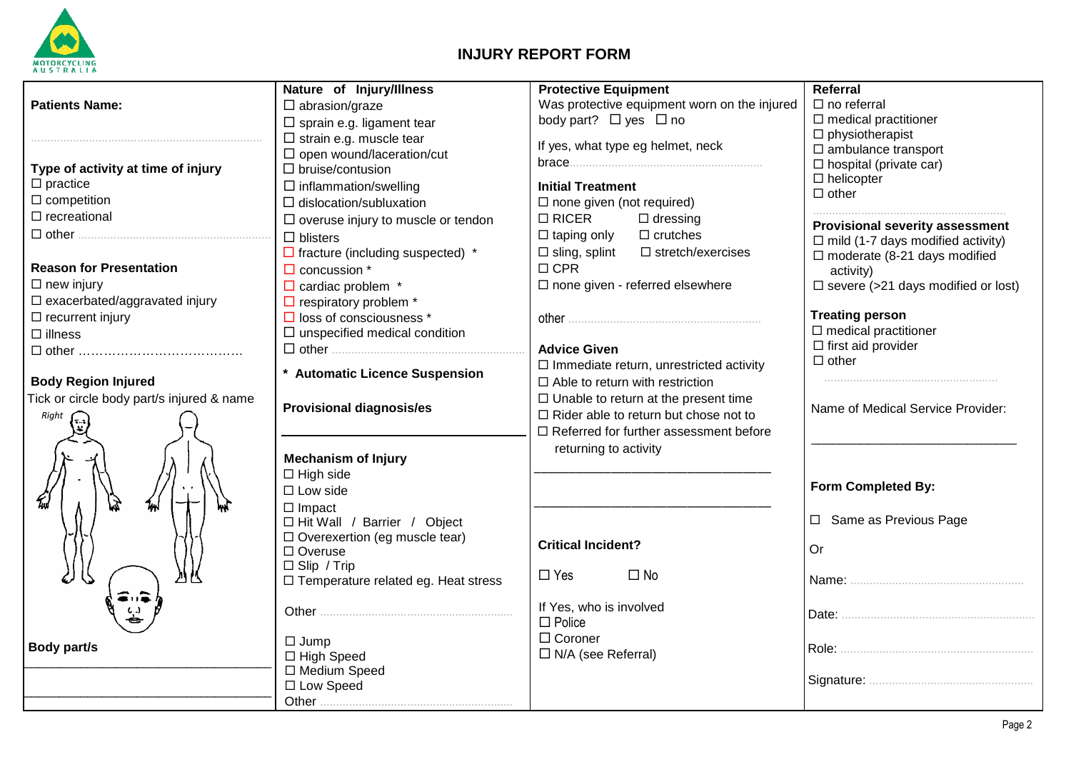**MOTORCYCLING AUSTRALIA**

# INJURY REPORT FORM

**Patients Name:**

.......................................................................

**Type of activity at time of injury**

- ☐ practice
- ☐ competition
- ☐ recreational
- ☐ other ..........................................................

**Reason for Presentation**

- ☐ new injury
- ☐ exacerbated/aggravated injury
- ☐ recurrent injury
- ☐ illness
- ☐ other ………………………………….

**Body Region Injured**

Tick or circle body part/s injured & name

Right

**Body part/s**

\_\_\_\_\_\_\_\_\_\_\_\_\_\_\_\_\_\_\_\_\_\_\_\_\_\_\_\_\_\_\_\_\_\_\_\_

\_\_\_\_\_\_\_\_\_\_\_\_\_\_\_\_\_\_\_\_\_\_\_\_\_\_\_\_\_\_\_\_\_\_\_\_

**Nature of Injury/Illness**

- ☐ abrasion/graze
- ☐ sprain e.g. ligament tear
- ☐ strain e.g. muscle tear
- ☐ open wound/laceration/cut
- ☐ bruise/contusion
- ☐ inflammation/swelling
- ☐ dislocation/subluxation
- ☐ overuse injury to muscle or tendon
- ☐ blisters
- ☐ fracture (including suspected) *
- ☐ concussion *
- ☐ cardiac problem *
- ☐ respiratory problem *
- ☐ loss of consciousness *
- ☐ unspecified medical condition
- ☐ other ..........................................................

**\* Automatic Licence Suspension**

**Provisional diagnosis/es**

\_\_\_\_\_\_\_\_\_\_\_\_\_\_\_\_\_\_\_\_\_\_\_\_\_\_\_\_\_\_\_\_\_\_\_\_

**Mechanism of Injury**

- ☐ High side
- ☐ Low side
- ☐ Impact
- ☐ Hit Wall / Barrier / Object
- ☐ Overexertion (eg muscle tear)
- ☐ Overuse
- ☐ Slip / Trip
- ☐ Temperature related eg. Heat stress

Other ..........................................................

- ☐ Jump
- ☐ High Speed
- ☐ Medium Speed
- ☐ Low Speed

Other ..........................................................

**Protective Equipment**

Was protective equipment worn on the injured body part? ☐ yes ☐ no

If yes, what type eg helmet, neck brace..........................................................

**Initial Treatment**

- ☐ none given (not required)
- ☐ RICER ☐ dressing
- ☐ taping only ☐ crutches
- ☐ sling, splint ☐ stretch/exercises
- ☐ CPR
- ☐ none given - referred elsewhere

other ..........................................................

**Advice Given**

- ☐ Immediate return, unrestricted activity
- ☐ Able to return with restriction
- ☐ Unable to return at the present time
- ☐ Rider able to return but chose not to
- ☐ Referred for further assessment before returning to activity

\_\_\_\_\_\_\_\_\_\_\_\_\_\_\_\_\_\_\_\_\_\_\_\_\_\_\_\_\_\_\_\_\_\_\_\_

\_\_\_\_\_\_\_\_\_\_\_\_\_\_\_\_\_\_\_\_\_\_\_\_\_\_\_\_\_\_\_\_\_\_\_\_

**Critical Incident?**

☐ Yes ☐ No

If Yes, who is involved

- ☐ Police
- ☐ Coroner
- ☐ N/A (see Referral)

**Referral**

- ☐ no referral
- ☐ medical practitioner
- ☐ physiotherapist
- ☐ ambulance transport
- ☐ hospital (private car)
- ☐ helicopter
- ☐ other

..........................................................

**Provisional severity assessment**

- ☐ mild (1-7 days modified activity)
- ☐ moderate (8-21 days modified activity)
- ☐ severe (>21 days modified or lost)

**Treating person**

- ☐ medical practitioner
- ☐ first aid provider
- ☐ other

..........................................................

Name of Medical Service Provider:

\_\_\_\_\_\_\_\_\_\_\_\_\_\_\_\_\_\_\_\_\_\_\_\_\_\_\_\_\_\_\_\_\_\_\_\_

**Form Completed By:**

☐ Same as Previous Page

Or

Name: ..........................................................

Date: ..........................................................

Role: ..........................................................

Signature: ..........................................................